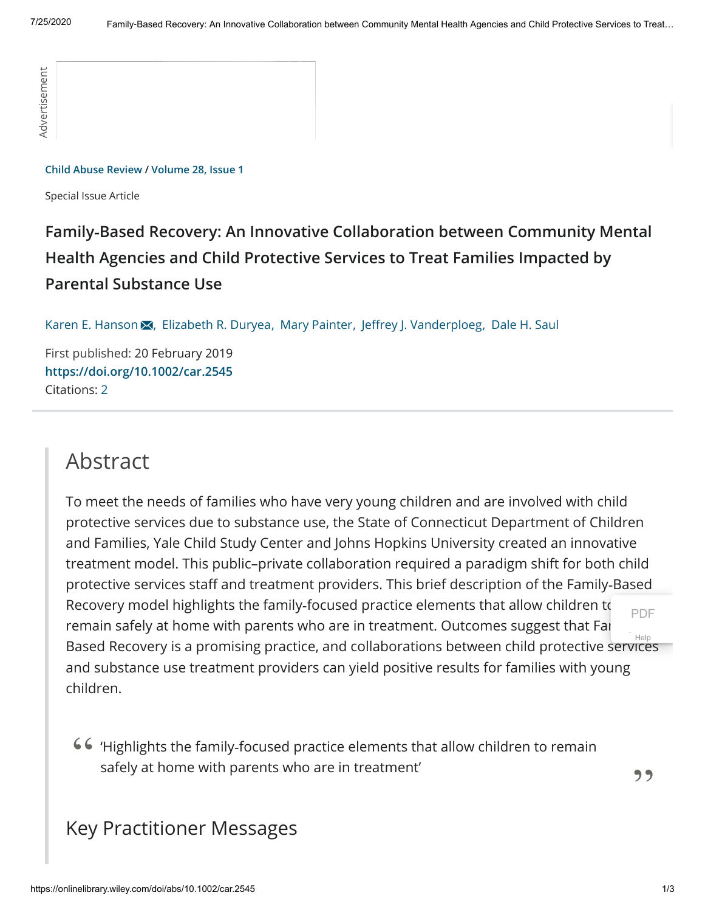Child Abuse Review / Volume 28, Issue 1

Special Issue Article

# Family-Based Recovery: An Innovative Collaboration between Community Mental Health Agencies and Child Protective Services to Treat Families Impacted by Parental Substance Use

Karen E. Hanson, Elizabeth R. Duryea, Mary Painter, Jeffrey J. Vanderploeg, Dale H. Saul

First published: 20 February 2019

**https://doi.org/10.1002/car.2545**

Citations: 2

## Abstract

To meet the needs of families who have very young children and are involved with child protective services due to substance use, the State of Connecticut Department of Children and Families, Yale Child Study Center and Johns Hopkins University created an innovative treatment model. This public–private collaboration required a paradigm shift for both child protective services staff and treatment providers. This brief description of the Family-Based Recovery model highlights the family-focused practice elements that allow children to remain safely at home with parents who are in treatment. Outcomes suggest that Family-Based Recovery is a promising practice, and collaborations between child protective services and substance use treatment providers can yield positive results for families with young children.

> 'Highlights the family-focused practice elements that allow children to remain safely at home with parents who are in treatment'

## Key Practitioner Messages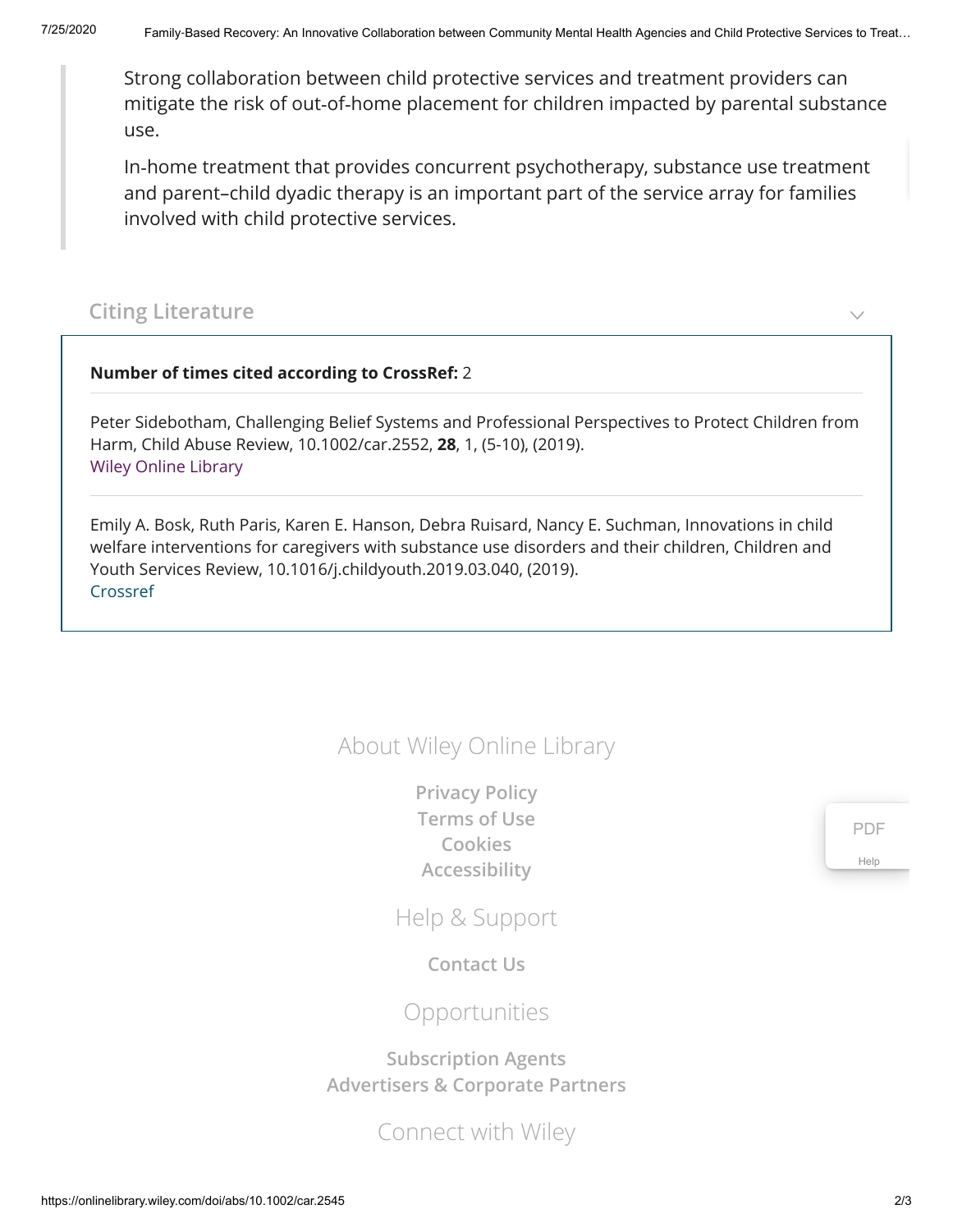> Strong collaboration between child protective services and treatment providers can mitigate the risk of out-of-home placement for children impacted by parental substance use.
>
> In-home treatment that provides concurrent psychotherapy, substance use treatment and parent–child dyadic therapy is an important part of the service array for families involved with child protective services.

## Citing Literature

**Number of times cited according to CrossRef:** 2

Peter Sidebotham, Challenging Belief Systems and Professional Perspectives to Protect Children from Harm, Child Abuse Review, 10.1002/car.2552, **28**, 1, (5-10), (2019).
Wiley Online Library

---

Emily A. Bosk, Ruth Paris, Karen E. Hanson, Debra Ruisard, Nancy E. Suchman, Innovations in child welfare interventions for caregivers with substance use disorders and their children, Children and Youth Services Review, 10.1016/j.childyouth.2019.03.040, (2019).
Crossref

About Wiley Online Library

Privacy Policy
Terms of Use
Cookies
Accessibility

Help & Support

Contact Us

Opportunities

Subscription Agents
Advertisers & Corporate Partners

Connect with Wiley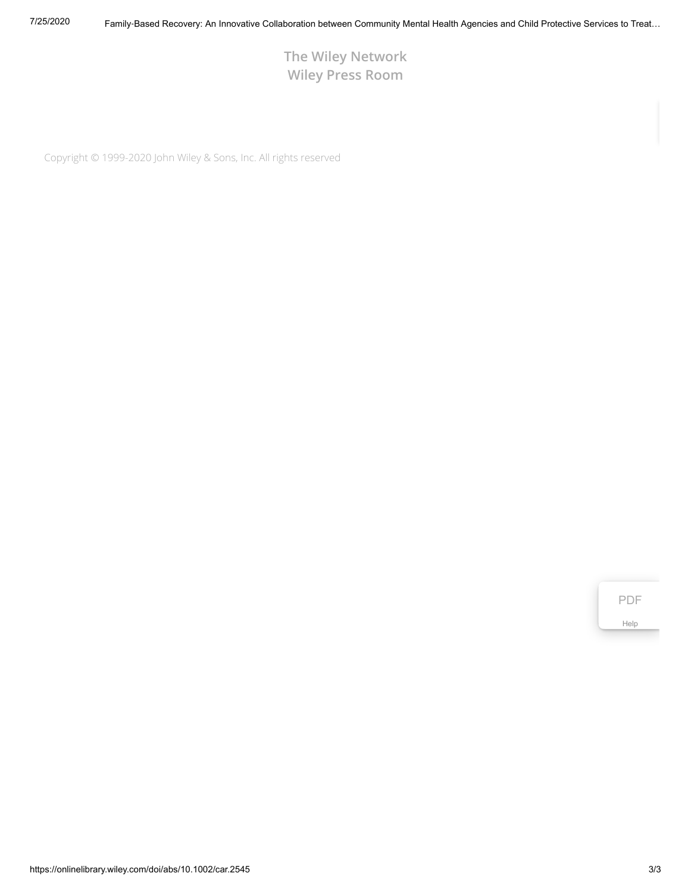The Wiley Network
Wiley Press Room

Copyright © 1999-2020 John Wiley & Sons, Inc. All rights reserved